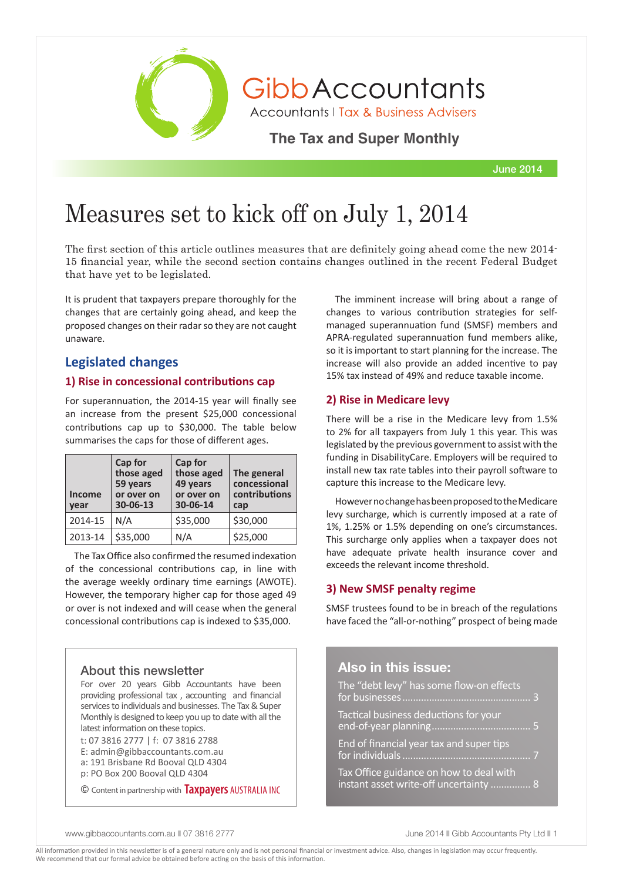# Gibb Accountants

Accountants | Tax & Business Advisers

**The Tax and Super Monthly**

June 2014

# Measures set to kick off on July 1, 2014

The first section of this article outlines measures that are definitely going ahead come the new 2014-15 financial year, while the second section contains changes outlined in the recent Federal Budget that have yet to be legislated.

It is prudent that taxpayers prepare thoroughly for the changes that are certainly going ahead, and keep the proposed changes on their radar so they are not caught unaware.

## Legislated changes

### 1) Rise in concessional contributions cap

For superannuation, the 2014-15 year will finally see an increase from the present $25,000 concessional contributions cap up to $30,000. The table below summarises the caps for those of different ages.

| Income year | Cap for those aged 59 years or over on 30-06-13 | Cap for those aged 49 years or over on 30-06-14 | The general concessional contributions cap |
|---|---|---|---|
| 2014-15 | N/A | $35,000 | $30,000 |
| 2013-14 | $35,000 | N/A | $25,000 |

The Tax Office also confirmed the resumed indexation of the concessional contributions cap, in line with the average weekly ordinary time earnings (AWOTE). However, the temporary higher cap for those aged 49 or over is not indexed and will cease when the general concessional contributions cap is indexed to $35,000.

The imminent increase will bring about a range of changes to various contribution strategies for self-managed superannuation fund (SMSF) members and APRA-regulated superannuation fund members alike, so it is important to start planning for the increase. The increase will also provide an added incentive to pay 15% tax instead of 49% and reduce taxable income.

### 2) Rise in Medicare levy

There will be a rise in the Medicare levy from 1.5% to 2% for all taxpayers from July 1 this year. This was legislated by the previous government to assist with the funding in DisabilityCare. Employers will be required to install new tax rate tables into their payroll software to capture this increase to the Medicare levy.

However no change has been proposed to the Medicare levy surcharge, which is currently imposed at a rate of 1%, 1.25% or 1.5% depending on one's circumstances. This surcharge only applies when a taxpayer does not have adequate private health insurance cover and exceeds the relevant income threshold.

### 3) New SMSF penalty regime

SMSF trustees found to be in breach of the regulations have faced the "all-or-nothing" prospect of being made

## About this newsletter

For over 20 years Gibb Accountants have been providing professional tax , accounting and financial services to individuals and businesses. The Tax & Super Monthly is designed to keep you up to date with all the latest information on these topics.

t: 07 3816 2777 | f: 07 3816 2788
E: admin@gibbaccountants.com.au
a: 191 Brisbane Rd Booval QLD 4304
p: PO Box 200 Booval QLD 4304

© Content in partnership with Taxpayers AUSTRALIA INC

## Also in this issue:

- The "debt levy" has some flow-on effects for businesses ... 3
- Tactical business deductions for your end-of-year planning ... 5
- End of financial year tax and super tips for individuals ... 7
- Tax Office guidance on how to deal with instant asset write-off uncertainty ... 8

All information provided in this newsletter is of a general nature only and is not personal financial or investment advice. Also, changes in legislation may occur frequently. We recommend that our formal advice be obtained before acting on the basis of this information.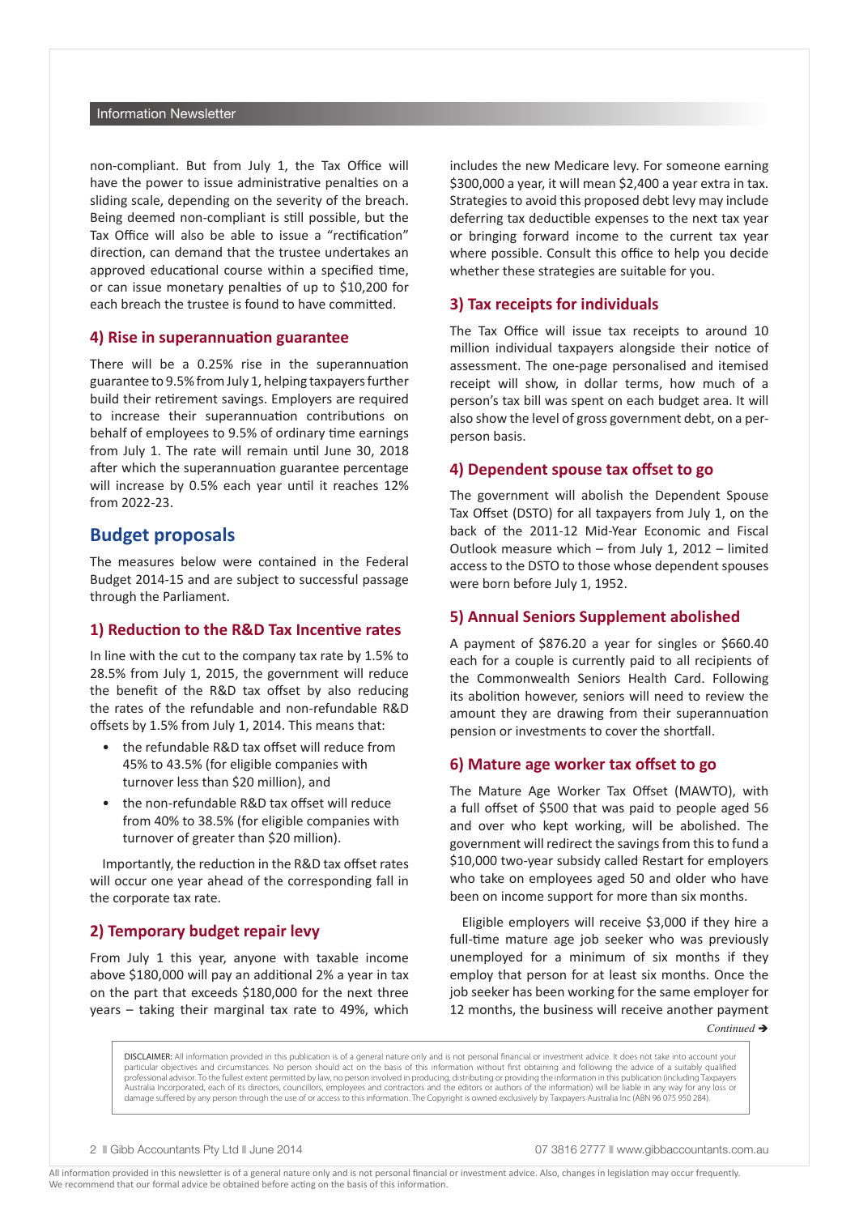non-compliant. But from July 1, the Tax Office will have the power to issue administrative penalties on a sliding scale, depending on the severity of the breach. Being deemed non-compliant is still possible, but the Tax Office will also be able to issue a "rectification" direction, can demand that the trustee undertakes an approved educational course within a specified time, or can issue monetary penalties of up to $10,200 for each breach the trustee is found to have committed.

### 4) Rise in superannuation guarantee

There will be a 0.25% rise in the superannuation guarantee to 9.5% from July 1, helping taxpayers further build their retirement savings. Employers are required to increase their superannuation contributions on behalf of employees to 9.5% of ordinary time earnings from July 1. The rate will remain until June 30, 2018 after which the superannuation guarantee percentage will increase by 0.5% each year until it reaches 12% from 2022-23.

## Budget proposals

The measures below were contained in the Federal Budget 2014-15 and are subject to successful passage through the Parliament.

### 1) Reduction to the R&D Tax Incentive rates

In line with the cut to the company tax rate by 1.5% to 28.5% from July 1, 2015, the government will reduce the benefit of the R&D tax offset by also reducing the rates of the refundable and non-refundable R&D offsets by 1.5% from July 1, 2014. This means that:

- the refundable R&D tax offset will reduce from 45% to 43.5% (for eligible companies with turnover less than $20 million), and
- the non-refundable R&D tax offset will reduce from 40% to 38.5% (for eligible companies with turnover of greater than $20 million).

Importantly, the reduction in the R&D tax offset rates will occur one year ahead of the corresponding fall in the corporate tax rate.

### 2) Temporary budget repair levy

From July 1 this year, anyone with taxable income above $180,000 will pay an additional 2% a year in tax on the part that exceeds $180,000 for the next three years – taking their marginal tax rate to 49%, which includes the new Medicare levy. For someone earning $300,000 a year, it will mean $2,400 a year extra in tax. Strategies to avoid this proposed debt levy may include deferring tax deductible expenses to the next tax year or bringing forward income to the current tax year where possible. Consult this office to help you decide whether these strategies are suitable for you.

### 3) Tax receipts for individuals

The Tax Office will issue tax receipts to around 10 million individual taxpayers alongside their notice of assessment. The one-page personalised and itemised receipt will show, in dollar terms, how much of a person's tax bill was spent on each budget area. It will also show the level of gross government debt, on a per-person basis.

### 4) Dependent spouse tax offset to go

The government will abolish the Dependent Spouse Tax Offset (DSTO) for all taxpayers from July 1, on the back of the 2011-12 Mid-Year Economic and Fiscal Outlook measure which – from July 1, 2012 – limited access to the DSTO to those whose dependent spouses were born before July 1, 1952.

### 5) Annual Seniors Supplement abolished

A payment of $876.20 a year for singles or $660.40 each for a couple is currently paid to all recipients of the Commonwealth Seniors Health Card. Following its abolition however, seniors will need to review the amount they are drawing from their superannuation pension or investments to cover the shortfall.

### 6) Mature age worker tax offset to go

The Mature Age Worker Tax Offset (MAWTO), with a full offset of $500 that was paid to people aged 56 and over who kept working, will be abolished. The government will redirect the savings from this to fund a $10,000 two-year subsidy called Restart for employers who take on employees aged 50 and older who have been on income support for more than six months.

Eligible employers will receive $3,000 if they hire a full-time mature age job seeker who was previously unemployed for a minimum of six months if they employ that person for at least six months. Once the job seeker has been working for the same employer for 12 months, the business will receive another payment

*Continued* ➔

DISCLAIMER: All information provided in this publication is of a general nature only and is not personal financial or investment advice. It does not take into account your particular objectives and circumstances. No person should act on the basis of this information without first obtaining and following the advice of a suitably qualified professional advisor. To the fullest extent permitted by law, no person involved in producing, distributing or providing the information in this publication (including Taxpayers Australia Incorporated, each of its directors, councillors, employees and contractors and the editors or authors of the information) will be liable in any way for any loss or damage suffered by any person through the use of or access to this information. The Copyright is owned exclusively by Taxpayers Australia Inc (ABN 96 075 950 284).

All information provided in this newsletter is of a general nature only and is not personal financial or investment advice. Also, changes in legislation may occur frequently. We recommend that our formal advice be obtained before acting on the basis of this information.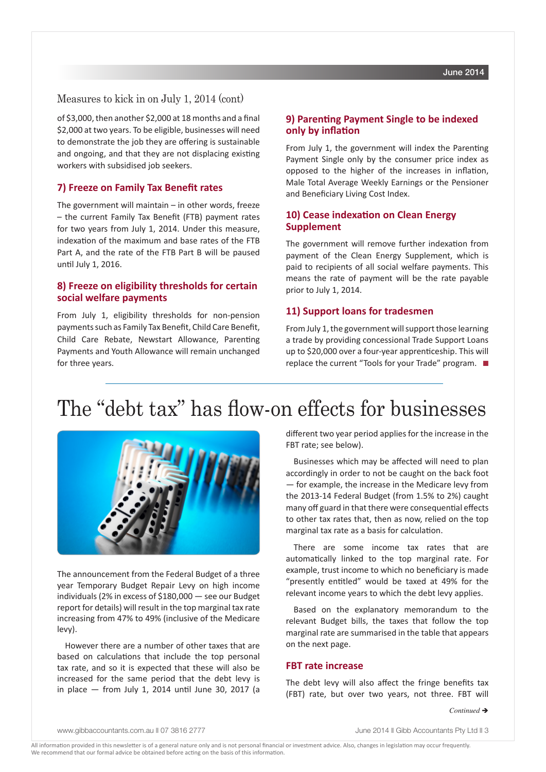## Measures to kick in on July 1, 2014 (cont)

of $3,000, then another $2,000 at 18 months and a final $2,000 at two years. To be eligible, businesses will need to demonstrate the job they are offering is sustainable and ongoing, and that they are not displacing existing workers with subsidised job seekers.

### 7) Freeze on Family Tax Benefit rates

The government will maintain – in other words, freeze – the current Family Tax Benefit (FTB) payment rates for two years from July 1, 2014. Under this measure, indexation of the maximum and base rates of the FTB Part A, and the rate of the FTB Part B will be paused until July 1, 2016.

### 8) Freeze on eligibility thresholds for certain social welfare payments

From July 1, eligibility thresholds for non-pension payments such as Family Tax Benefit, Child Care Benefit, Child Care Rebate, Newstart Allowance, Parenting Payments and Youth Allowance will remain unchanged for three years.

### 9) Parenting Payment Single to be indexed only by inflation

From July 1, the government will index the Parenting Payment Single only by the consumer price index as opposed to the higher of the increases in inflation, Male Total Average Weekly Earnings or the Pensioner and Beneficiary Living Cost Index.

### 10) Cease indexation on Clean Energy Supplement

The government will remove further indexation from payment of the Clean Energy Supplement, which is paid to recipients of all social welfare payments. This means the rate of payment will be the rate payable prior to July 1, 2014.

### 11) Support loans for tradesmen

From July 1, the government will support those learning a trade by providing concessional Trade Support Loans up to $20,000 over a four-year apprenticeship. This will replace the current "Tools for your Trade" program. ■

---

# The "debt tax" has flow-on effects for businesses

The announcement from the Federal Budget of a three year Temporary Budget Repair Levy on high income individuals (2% in excess of $180,000 — see our Budget report for details) will result in the top marginal tax rate increasing from 47% to 49% (inclusive of the Medicare levy).

However there are a number of other taxes that are based on calculations that include the top personal tax rate, and so it is expected that these will also be increased for the same period that the debt levy is in place — from July 1, 2014 until June 30, 2017 (a different two year period applies for the increase in the FBT rate; see below).

Businesses which may be affected will need to plan accordingly in order to not be caught on the back foot — for example, the increase in the Medicare levy from the 2013-14 Federal Budget (from 1.5% to 2%) caught many off guard in that there were consequential effects to other tax rates that, then as now, relied on the top marginal tax rate as a basis for calculation.

There are some income tax rates that are automatically linked to the top marginal rate. For example, trust income to which no beneficiary is made "presently entitled" would be taxed at 49% for the relevant income years to which the debt levy applies.

Based on the explanatory memorandum to the relevant Budget bills, the taxes that follow the top marginal rate are summarised in the table that appears on the next page.

### FBT rate increase

The debt levy will also affect the fringe benefits tax (FBT) rate, but over two years, not three. FBT will

*Continued ➔*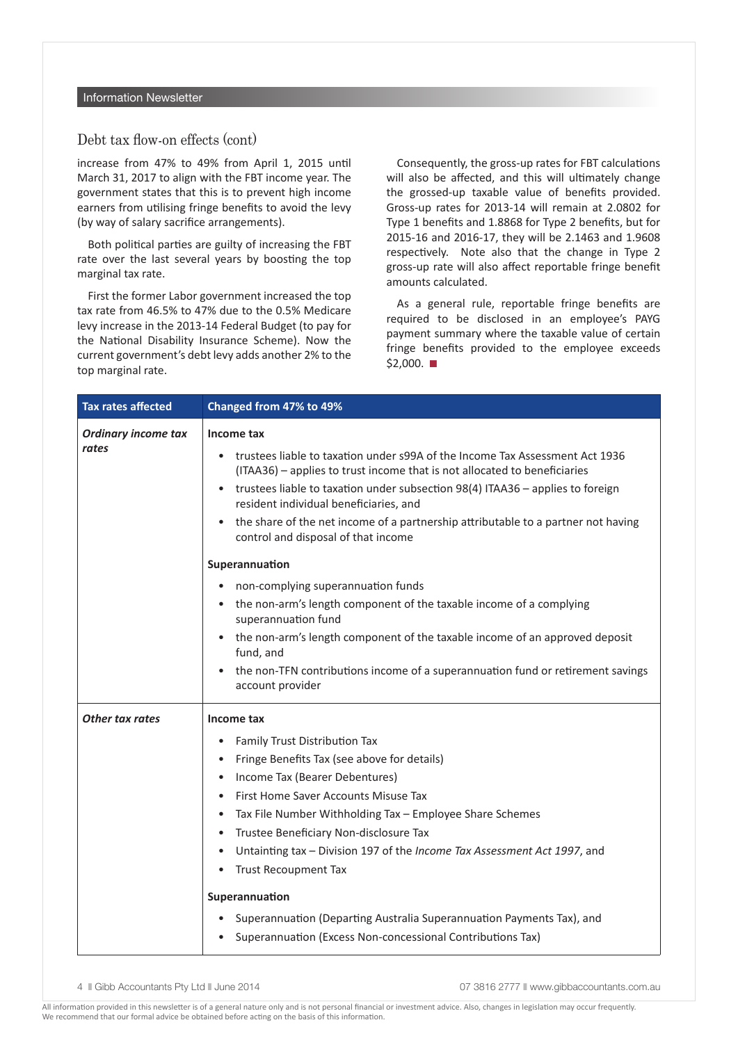## Debt tax flow-on effects (cont)

increase from 47% to 49% from April 1, 2015 until March 31, 2017 to align with the FBT income year. The government states that this is to prevent high income earners from utilising fringe benefits to avoid the levy (by way of salary sacrifice arrangements).

Both political parties are guilty of increasing the FBT rate over the last several years by boosting the top marginal tax rate.

First the former Labor government increased the top tax rate from 46.5% to 47% due to the 0.5% Medicare levy increase in the 2013-14 Federal Budget (to pay for the National Disability Insurance Scheme). Now the current government's debt levy adds another 2% to the top marginal rate.

Consequently, the gross-up rates for FBT calculations will also be affected, and this will ultimately change the grossed-up taxable value of benefits provided. Gross-up rates for 2013-14 will remain at 2.0802 for Type 1 benefits and 1.8868 for Type 2 benefits, but for 2015-16 and 2016-17, they will be 2.1463 and 1.9608 respectively. Note also that the change in Type 2 gross-up rate will also affect reportable fringe benefit amounts calculated.

As a general rule, reportable fringe benefits are required to be disclosed in an employee's PAYG payment summary where the taxable value of certain fringe benefits provided to the employee exceeds $2,000. ■

| Tax rates affected | Changed from 47% to 49% |
|---|---|
| ***Ordinary income tax rates*** | **Income tax**<br>• trustees liable to taxation under s99A of the Income Tax Assessment Act 1936 (ITAA36) – applies to trust income that is not allocated to beneficiaries<br>• trustees liable to taxation under subsection 98(4) ITAA36 – applies to foreign resident individual beneficiaries, and<br>• the share of the net income of a partnership attributable to a partner not having control and disposal of that income<br>**Superannuation**<br>• non-complying superannuation funds<br>• the non-arm's length component of the taxable income of a complying superannuation fund<br>• the non-arm's length component of the taxable income of an approved deposit fund, and<br>• the non-TFN contributions income of a superannuation fund or retirement savings account provider |
| ***Other tax rates*** | **Income tax**<br>• Family Trust Distribution Tax<br>• Fringe Benefits Tax (see above for details)<br>• Income Tax (Bearer Debentures)<br>• First Home Saver Accounts Misuse Tax<br>• Tax File Number Withholding Tax – Employee Share Schemes<br>• Trustee Beneficiary Non-disclosure Tax<br>• Untainting tax – Division 197 of the *Income Tax Assessment Act 1997*, and<br>• Trust Recoupment Tax<br>**Superannuation**<br>• Superannuation (Departing Australia Superannuation Payments Tax), and<br>• Superannuation (Excess Non-concessional Contributions Tax) |

All information provided in this newsletter is of a general nature only and is not personal financial or investment advice. Also, changes in legislation may occur frequently. We recommend that our formal advice be obtained before acting on the basis of this information.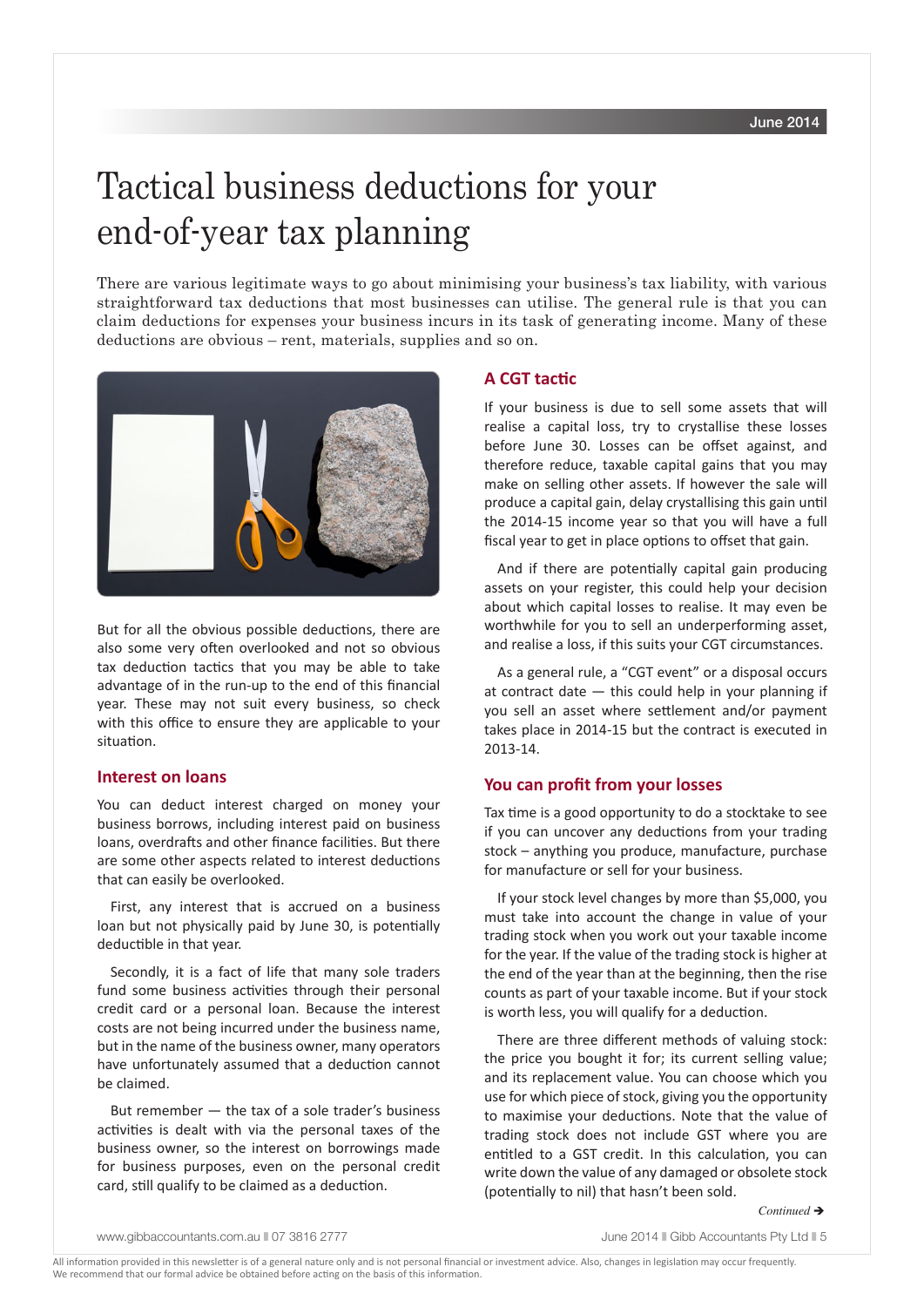# Tactical business deductions for your end-of-year tax planning

There are various legitimate ways to go about minimising your business's tax liability, with various straightforward tax deductions that most businesses can utilise. The general rule is that you can claim deductions for expenses your business incurs in its task of generating income. Many of these deductions are obvious – rent, materials, supplies and so on.

But for all the obvious possible deductions, there are also some very often overlooked and not so obvious tax deduction tactics that you may be able to take advantage of in the run-up to the end of this financial year. These may not suit every business, so check with this office to ensure they are applicable to your situation.

## Interest on loans

You can deduct interest charged on money your business borrows, including interest paid on business loans, overdrafts and other finance facilities. But there are some other aspects related to interest deductions that can easily be overlooked.

First, any interest that is accrued on a business loan but not physically paid by June 30, is potentially deductible in that year.

Secondly, it is a fact of life that many sole traders fund some business activities through their personal credit card or a personal loan. Because the interest costs are not being incurred under the business name, but in the name of the business owner, many operators have unfortunately assumed that a deduction cannot be claimed.

But remember — the tax of a sole trader's business activities is dealt with via the personal taxes of the business owner, so the interest on borrowings made for business purposes, even on the personal credit card, still qualify to be claimed as a deduction.

## A CGT tactic

If your business is due to sell some assets that will realise a capital loss, try to crystallise these losses before June 30. Losses can be offset against, and therefore reduce, taxable capital gains that you may make on selling other assets. If however the sale will produce a capital gain, delay crystallising this gain until the 2014-15 income year so that you will have a full fiscal year to get in place options to offset that gain.

And if there are potentially capital gain producing assets on your register, this could help your decision about which capital losses to realise. It may even be worthwhile for you to sell an underperforming asset, and realise a loss, if this suits your CGT circumstances.

As a general rule, a "CGT event" or a disposal occurs at contract date — this could help in your planning if you sell an asset where settlement and/or payment takes place in 2014-15 but the contract is executed in 2013-14.

## You can profit from your losses

Tax time is a good opportunity to do a stocktake to see if you can uncover any deductions from your trading stock – anything you produce, manufacture, purchase for manufacture or sell for your business.

If your stock level changes by more than $5,000, you must take into account the change in value of your trading stock when you work out your taxable income for the year. If the value of the trading stock is higher at the end of the year than at the beginning, then the rise counts as part of your taxable income. But if your stock is worth less, you will qualify for a deduction.

There are three different methods of valuing stock: the price you bought it for; its current selling value; and its replacement value. You can choose which you use for which piece of stock, giving you the opportunity to maximise your deductions. Note that the value of trading stock does not include GST where you are entitled to a GST credit. In this calculation, you can write down the value of any damaged or obsolete stock (potentially to nil) that hasn't been sold.

*Continued* ➔

All information provided in this newsletter is of a general nature only and is not personal financial or investment advice. Also, changes in legislation may occur frequently. We recommend that our formal advice be obtained before acting on the basis of this information.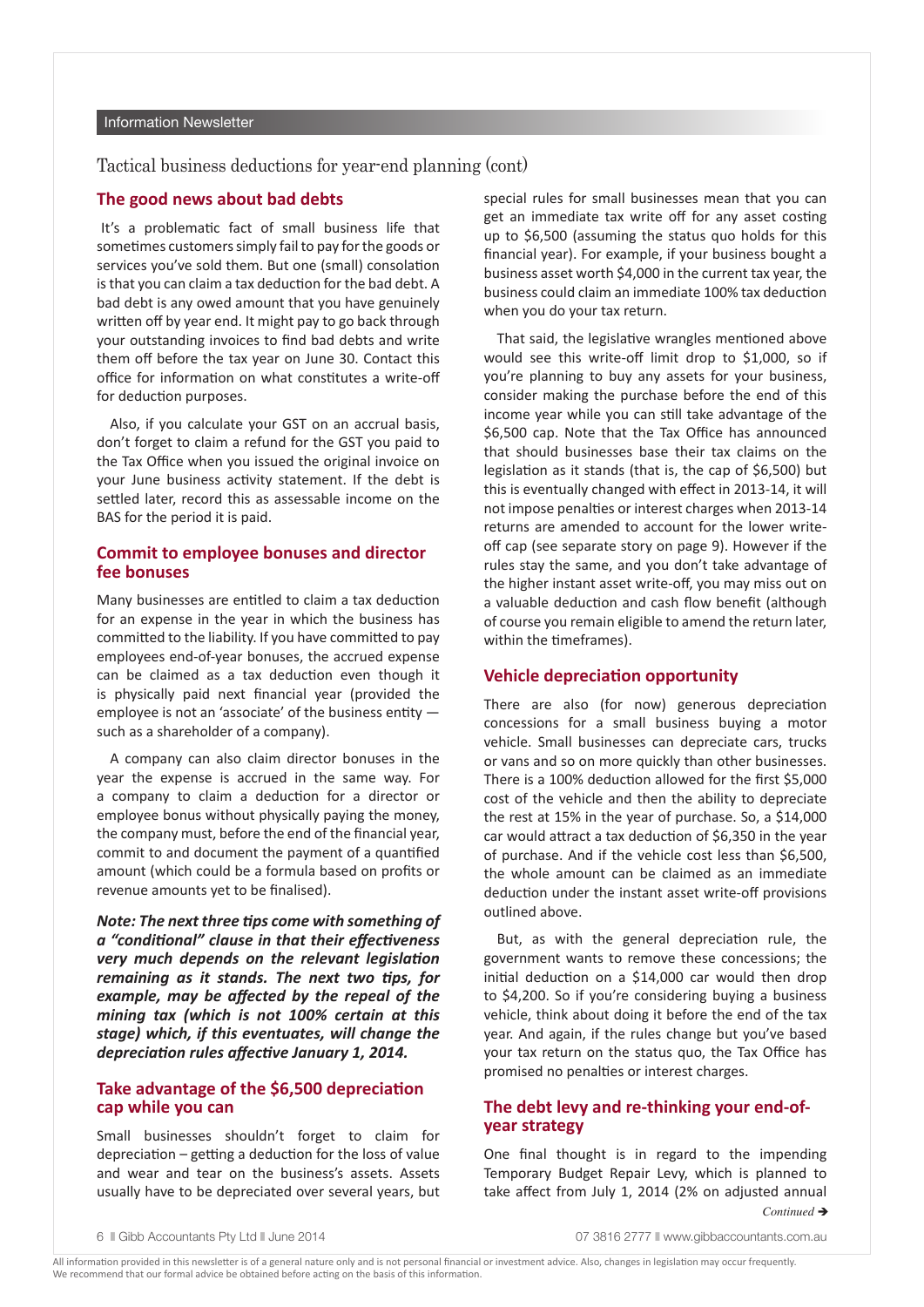Tactical business deductions for year-end planning (cont)

## The good news about bad debts

It's a problematic fact of small business life that sometimes customers simply fail to pay for the goods or services you've sold them. But one (small) consolation is that you can claim a tax deduction for the bad debt. A bad debt is any owed amount that you have genuinely written off by year end. It might pay to go back through your outstanding invoices to find bad debts and write them off before the tax year on June 30. Contact this office for information on what constitutes a write-off for deduction purposes.

Also, if you calculate your GST on an accrual basis, don't forget to claim a refund for the GST you paid to the Tax Office when you issued the original invoice on your June business activity statement. If the debt is settled later, record this as assessable income on the BAS for the period it is paid.

## Commit to employee bonuses and director fee bonuses

Many businesses are entitled to claim a tax deduction for an expense in the year in which the business has committed to the liability. If you have committed to pay employees end-of-year bonuses, the accrued expense can be claimed as a tax deduction even though it is physically paid next financial year (provided the employee is not an 'associate' of the business entity — such as a shareholder of a company).

A company can also claim director bonuses in the year the expense is accrued in the same way. For a company to claim a deduction for a director or employee bonus without physically paying the money, the company must, before the end of the financial year, commit to and document the payment of a quantified amount (which could be a formula based on profits or revenue amounts yet to be finalised).

***Note: The next three tips come with something of a "conditional" clause in that their effectiveness very much depends on the relevant legislation remaining as it stands. The next two tips, for example, may be affected by the repeal of the mining tax (which is not 100% certain at this stage) which, if this eventuates, will change the depreciation rules affective January 1, 2014.***

## Take advantage of the $6,500 depreciation cap while you can

Small businesses shouldn't forget to claim for depreciation – getting a deduction for the loss of value and wear and tear on the business's assets. Assets usually have to be depreciated over several years, but special rules for small businesses mean that you can get an immediate tax write off for any asset costing up to $6,500 (assuming the status quo holds for this financial year). For example, if your business bought a business asset worth $4,000 in the current tax year, the business could claim an immediate 100% tax deduction when you do your tax return.

That said, the legislative wrangles mentioned above would see this write-off limit drop to $1,000, so if you're planning to buy any assets for your business, consider making the purchase before the end of this income year while you can still take advantage of the $6,500 cap. Note that the Tax Office has announced that should businesses base their tax claims on the legislation as it stands (that is, the cap of $6,500) but this is eventually changed with effect in 2013-14, it will not impose penalties or interest charges when 2013-14 returns are amended to account for the lower write-off cap (see separate story on page 9). However if the rules stay the same, and you don't take advantage of the higher instant asset write-off, you may miss out on a valuable deduction and cash flow benefit (although of course you remain eligible to amend the return later, within the timeframes).

## Vehicle depreciation opportunity

There are also (for now) generous depreciation concessions for a small business buying a motor vehicle. Small businesses can depreciate cars, trucks or vans and so on more quickly than other businesses. There is a 100% deduction allowed for the first $5,000 cost of the vehicle and then the ability to depreciate the rest at 15% in the year of purchase. So, a $14,000 car would attract a tax deduction of $6,350 in the year of purchase. And if the vehicle cost less than $6,500, the whole amount can be claimed as an immediate deduction under the instant asset write-off provisions outlined above.

But, as with the general depreciation rule, the government wants to remove these concessions; the initial deduction on a $14,000 car would then drop to $4,200. So if you're considering buying a business vehicle, think about doing it before the end of the tax year. And again, if the rules change but you've based your tax return on the status quo, the Tax Office has promised no penalties or interest charges.

## The debt levy and re-thinking your end-of-year strategy

One final thought is in regard to the impending Temporary Budget Repair Levy, which is planned to take affect from July 1, 2014 (2% on adjusted annual

*Continued* ➔

All information provided in this newsletter is of a general nature only and is not personal financial or investment advice. Also, changes in legislation may occur frequently. We recommend that our formal advice be obtained before acting on the basis of this information.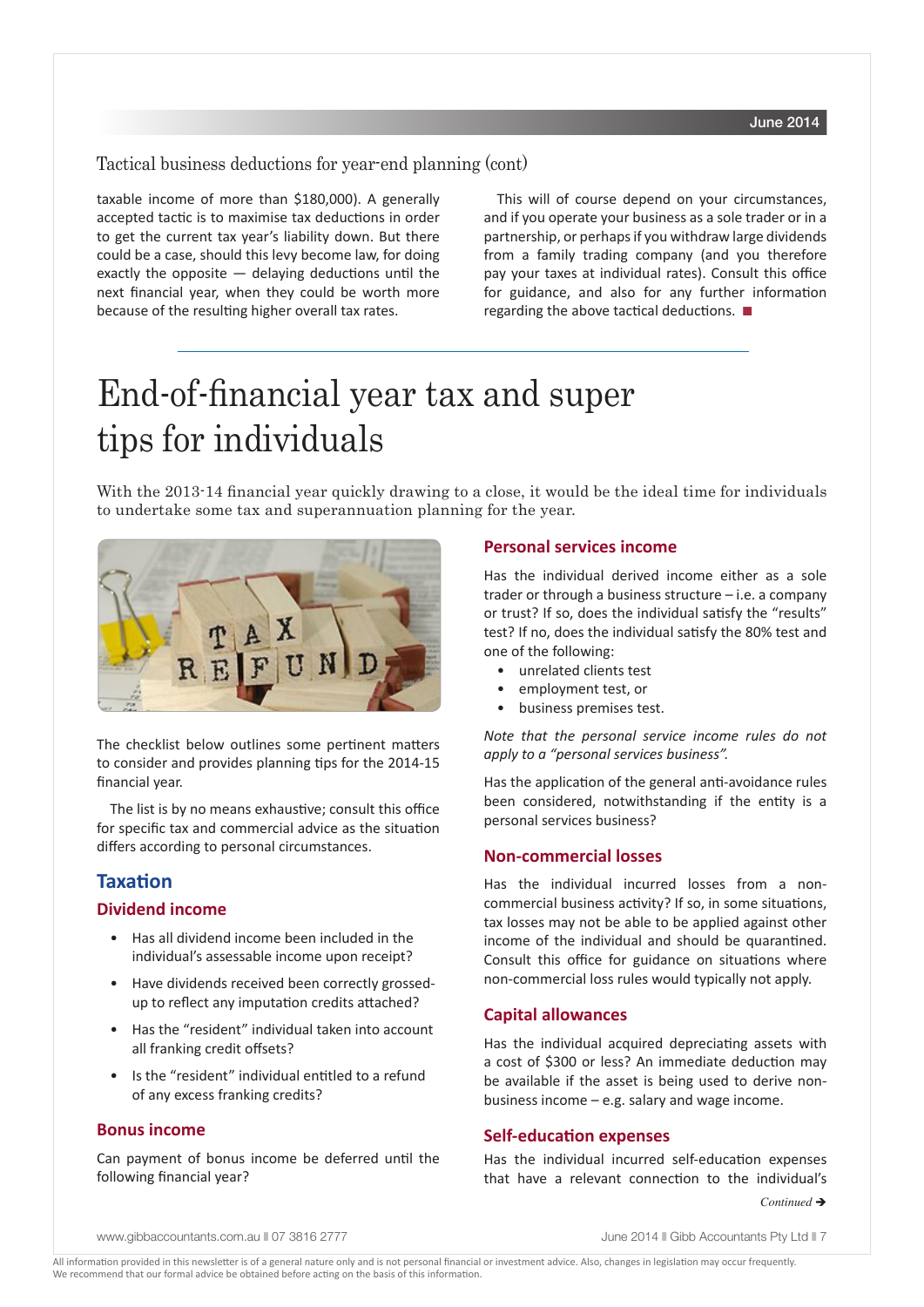Tactical business deductions for year-end planning (cont)

taxable income of more than $180,000). A generally accepted tactic is to maximise tax deductions in order to get the current tax year's liability down. But there could be a case, should this levy become law, for doing exactly the opposite — delaying deductions until the next financial year, when they could be worth more because of the resulting higher overall tax rates.

This will of course depend on your circumstances, and if you operate your business as a sole trader or in a partnership, or perhaps if you withdraw large dividends from a family trading company (and you therefore pay your taxes at individual rates). Consult this office for guidance, and also for any further information regarding the above tactical deductions. ■

---

# End-of-financial year tax and super tips for individuals

With the 2013-14 financial year quickly drawing to a close, it would be the ideal time for individuals to undertake some tax and superannuation planning for the year.

The checklist below outlines some pertinent matters to consider and provides planning tips for the 2014-15 financial year.

The list is by no means exhaustive; consult this office for specific tax and commercial advice as the situation differs according to personal circumstances.

## Taxation

### Dividend income

- Has all dividend income been included in the individual's assessable income upon receipt?
- Have dividends received been correctly grossed-up to reflect any imputation credits attached?
- Has the "resident" individual taken into account all franking credit offsets?
- Is the "resident" individual entitled to a refund of any excess franking credits?

### Bonus income

Can payment of bonus income be deferred until the following financial year?

### Personal services income

Has the individual derived income either as a sole trader or through a business structure – i.e. a company or trust? If so, does the individual satisfy the "results" test? If no, does the individual satisfy the 80% test and one of the following:

- unrelated clients test
- employment test, or
- business premises test.

*Note that the personal service income rules do not apply to a "personal services business".*

Has the application of the general anti-avoidance rules been considered, notwithstanding if the entity is a personal services business?

### Non-commercial losses

Has the individual incurred losses from a non-commercial business activity? If so, in some situations, tax losses may not be able to be applied against other income of the individual and should be quarantined. Consult this office for guidance on situations where non-commercial loss rules would typically not apply.

### Capital allowances

Has the individual acquired depreciating assets with a cost of $300 or less? An immediate deduction may be available if the asset is being used to derive non-business income – e.g. salary and wage income.

### Self-education expenses

Has the individual incurred self-education expenses that have a relevant connection to the individual's

*Continued ➔*

All information provided in this newsletter is of a general nature only and is not personal financial or investment advice. Also, changes in legislation may occur frequently. We recommend that our formal advice be obtained before acting on the basis of this information.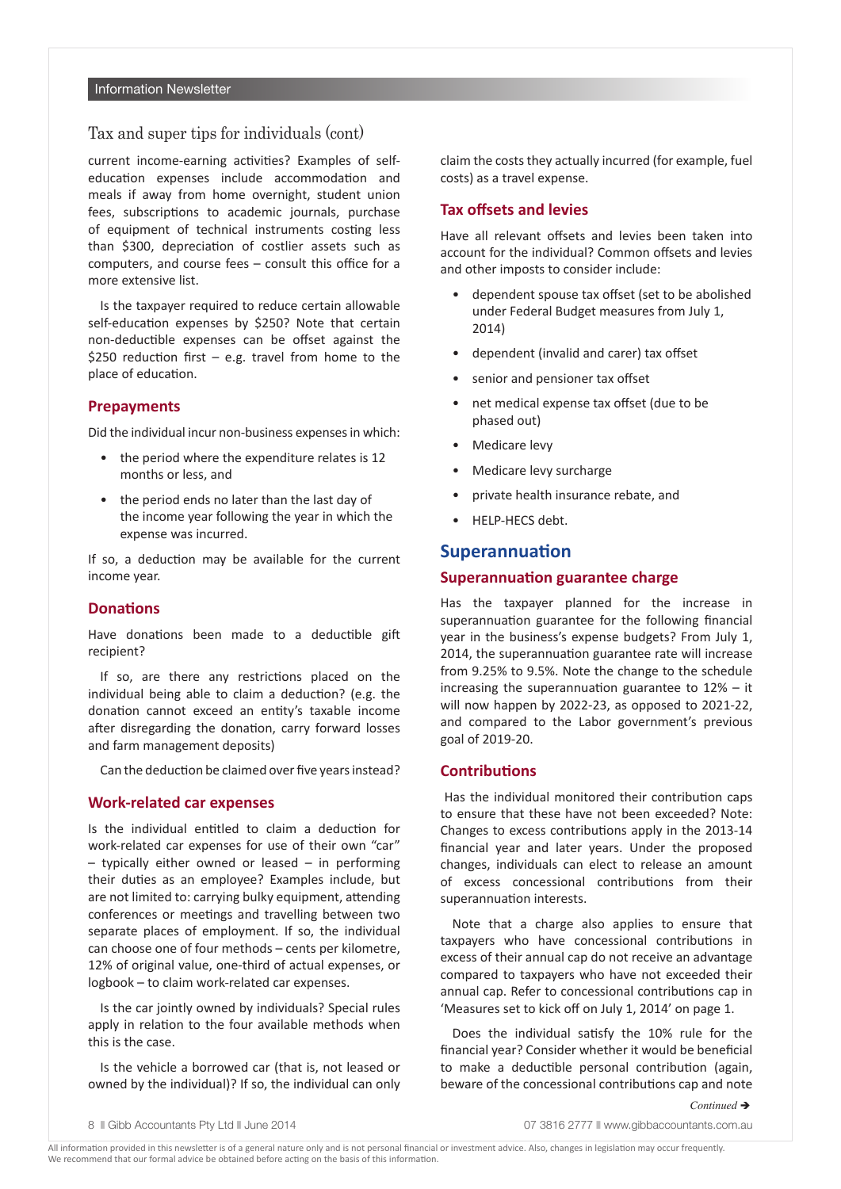## Tax and super tips for individuals (cont)

current income-earning activities? Examples of self-education expenses include accommodation and meals if away from home overnight, student union fees, subscriptions to academic journals, purchase of equipment of technical instruments costing less than $300, depreciation of costlier assets such as computers, and course fees – consult this office for a more extensive list.

Is the taxpayer required to reduce certain allowable self-education expenses by $250? Note that certain non-deductible expenses can be offset against the $250 reduction first – e.g. travel from home to the place of education.

### Prepayments

Did the individual incur non-business expenses in which:

- the period where the expenditure relates is 12 months or less, and
- the period ends no later than the last day of the income year following the year in which the expense was incurred.

If so, a deduction may be available for the current income year.

### Donations

Have donations been made to a deductible gift recipient?

If so, are there any restrictions placed on the individual being able to claim a deduction? (e.g. the donation cannot exceed an entity's taxable income after disregarding the donation, carry forward losses and farm management deposits)

Can the deduction be claimed over five years instead?

### Work-related car expenses

Is the individual entitled to claim a deduction for work-related car expenses for use of their own "car" – typically either owned or leased – in performing their duties as an employee? Examples include, but are not limited to: carrying bulky equipment, attending conferences or meetings and travelling between two separate places of employment. If so, the individual can choose one of four methods – cents per kilometre, 12% of original value, one-third of actual expenses, or logbook – to claim work-related car expenses.

Is the car jointly owned by individuals? Special rules apply in relation to the four available methods when this is the case.

Is the vehicle a borrowed car (that is, not leased or owned by the individual)? If so, the individual can only claim the costs they actually incurred (for example, fuel costs) as a travel expense.

### Tax offsets and levies

Have all relevant offsets and levies been taken into account for the individual? Common offsets and levies and other imposts to consider include:

- dependent spouse tax offset (set to be abolished under Federal Budget measures from July 1, 2014)
- dependent (invalid and carer) tax offset
- senior and pensioner tax offset
- net medical expense tax offset (due to be phased out)
- Medicare levy
- Medicare levy surcharge
- private health insurance rebate, and
- HELP-HECS debt.

## Superannuation

### Superannuation guarantee charge

Has the taxpayer planned for the increase in superannuation guarantee for the following financial year in the business's expense budgets? From July 1, 2014, the superannuation guarantee rate will increase from 9.25% to 9.5%. Note the change to the schedule increasing the superannuation guarantee to 12% – it will now happen by 2022-23, as opposed to 2021-22, and compared to the Labor government's previous goal of 2019-20.

### Contributions

Has the individual monitored their contribution caps to ensure that these have not been exceeded? Note: Changes to excess contributions apply in the 2013-14 financial year and later years. Under the proposed changes, individuals can elect to release an amount of excess concessional contributions from their superannuation interests.

Note that a charge also applies to ensure that taxpayers who have concessional contributions in excess of their annual cap do not receive an advantage compared to taxpayers who have not exceeded their annual cap. Refer to concessional contributions cap in 'Measures set to kick off on July 1, 2014' on page 1.

Does the individual satisfy the 10% rule for the financial year? Consider whether it would be beneficial to make a deductible personal contribution (again, beware of the concessional contributions cap and note

*Continued ➔*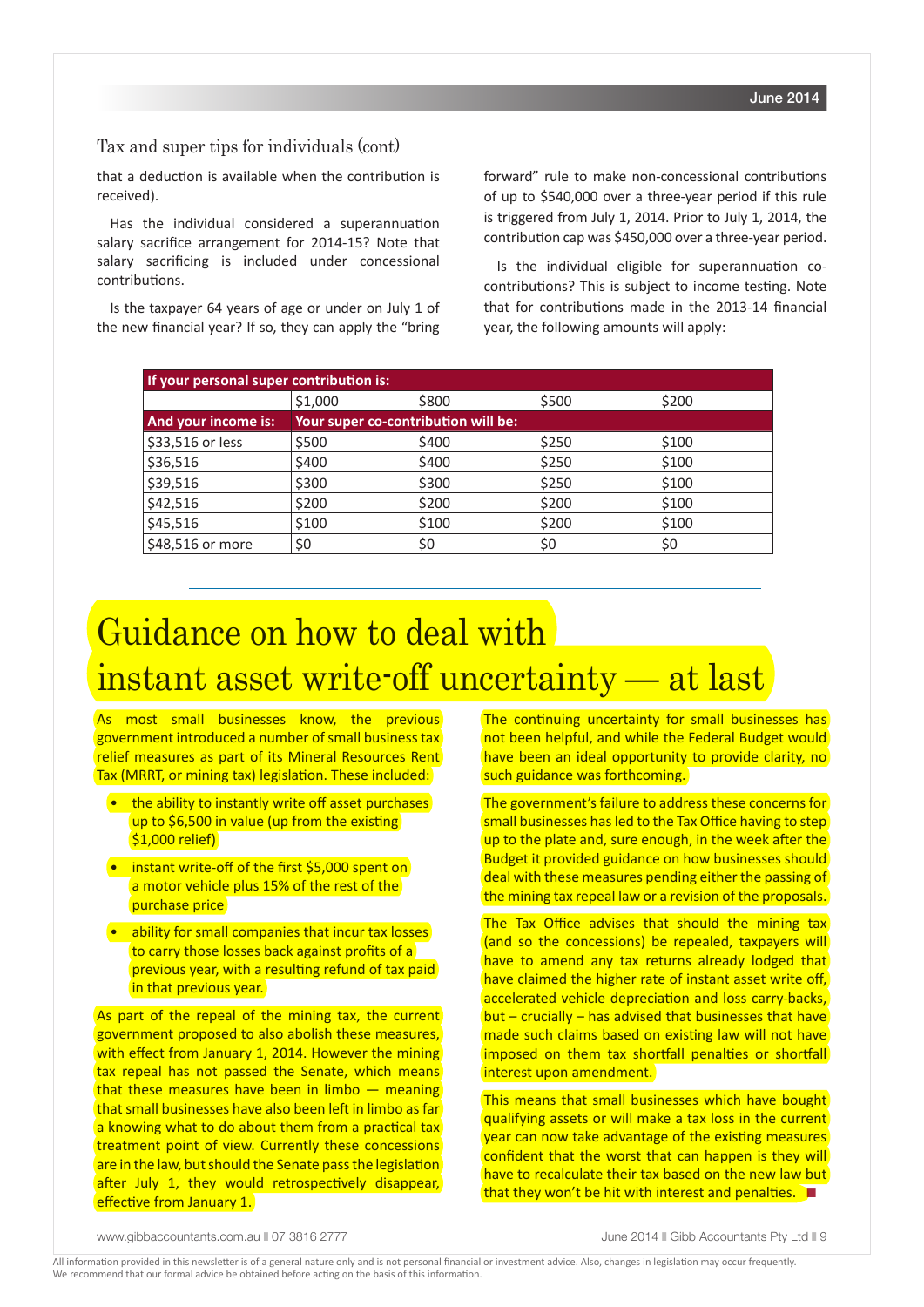### Tax and super tips for individuals (cont)

that a deduction is available when the contribution is received).

Has the individual considered a superannuation salary sacrifice arrangement for 2014-15? Note that salary sacrificing is included under concessional contributions.

Is the taxpayer 64 years of age or under on July 1 of the new financial year? If so, they can apply the "bring forward" rule to make non-concessional contributions of up to $540,000 over a three-year period if this rule is triggered from July 1, 2014. Prior to July 1, 2014, the contribution cap was $450,000 over a three-year period.

Is the individual eligible for superannuation co-contributions? This is subject to income testing. Note that for contributions made in the 2013-14 financial year, the following amounts will apply:

| If your personal super contribution is: | | | | |
|---|---|---|---|---|
| | $1,000 | $800 | $500 | $200 |
| **And your income is:** | **Your super co-contribution will be:** | | | |
| $33,516 or less | $500 | $400 | $250 | $100 |
| $36,516 | $400 | $400 | $250 | $100 |
| $39,516 | $300 | $300 | $250 | $100 |
| $42,516 | $200 | $200 | $200 | $100 |
| $45,516 | $100 | $100 | $200 | $100 |
| $48,516 or more | $0 | $0 | $0 | $0 |

# Guidance on how to deal with instant asset write-off uncertainty — at last

As most small businesses know, the previous government introduced a number of small business tax relief measures as part of its Mineral Resources Rent Tax (MRRT, or mining tax) legislation. These included:

- the ability to instantly write off asset purchases up to $6,500 in value (up from the existing $1,000 relief)
- instant write-off of the first $5,000 spent on a motor vehicle plus 15% of the rest of the purchase price
- ability for small companies that incur tax losses to carry those losses back against profits of a previous year, with a resulting refund of tax paid in that previous year.

As part of the repeal of the mining tax, the current government proposed to also abolish these measures, with effect from January 1, 2014. However the mining tax repeal has not passed the Senate, which means that these measures have been in limbo — meaning that small businesses have also been left in limbo as far a knowing what to do about them from a practical tax treatment point of view. Currently these concessions are in the law, but should the Senate pass the legislation after July 1, they would retrospectively disappear, effective from January 1.

The continuing uncertainty for small businesses has not been helpful, and while the Federal Budget would have been an ideal opportunity to provide clarity, no such guidance was forthcoming.

The government's failure to address these concerns for small businesses has led to the Tax Office having to step up to the plate and, sure enough, in the week after the Budget it provided guidance on how businesses should deal with these measures pending either the passing of the mining tax repeal law or a revision of the proposals.

The Tax Office advises that should the mining tax (and so the concessions) be repealed, taxpayers will have to amend any tax returns already lodged that have claimed the higher rate of instant asset write off, accelerated vehicle depreciation and loss carry-backs, but – crucially – has advised that businesses that have made such claims based on existing law will not have imposed on them tax shortfall penalties or shortfall interest upon amendment.

This means that small businesses which have bought qualifying assets or will make a tax loss in the current year can now take advantage of the existing measures confident that the worst that can happen is they will have to recalculate their tax based on the new law but that they won't be hit with interest and penalties. ■

All information provided in this newsletter is of a general nature only and is not personal financial or investment advice. Also, changes in legislation may occur frequently. We recommend that our formal advice be obtained before acting on the basis of this information.